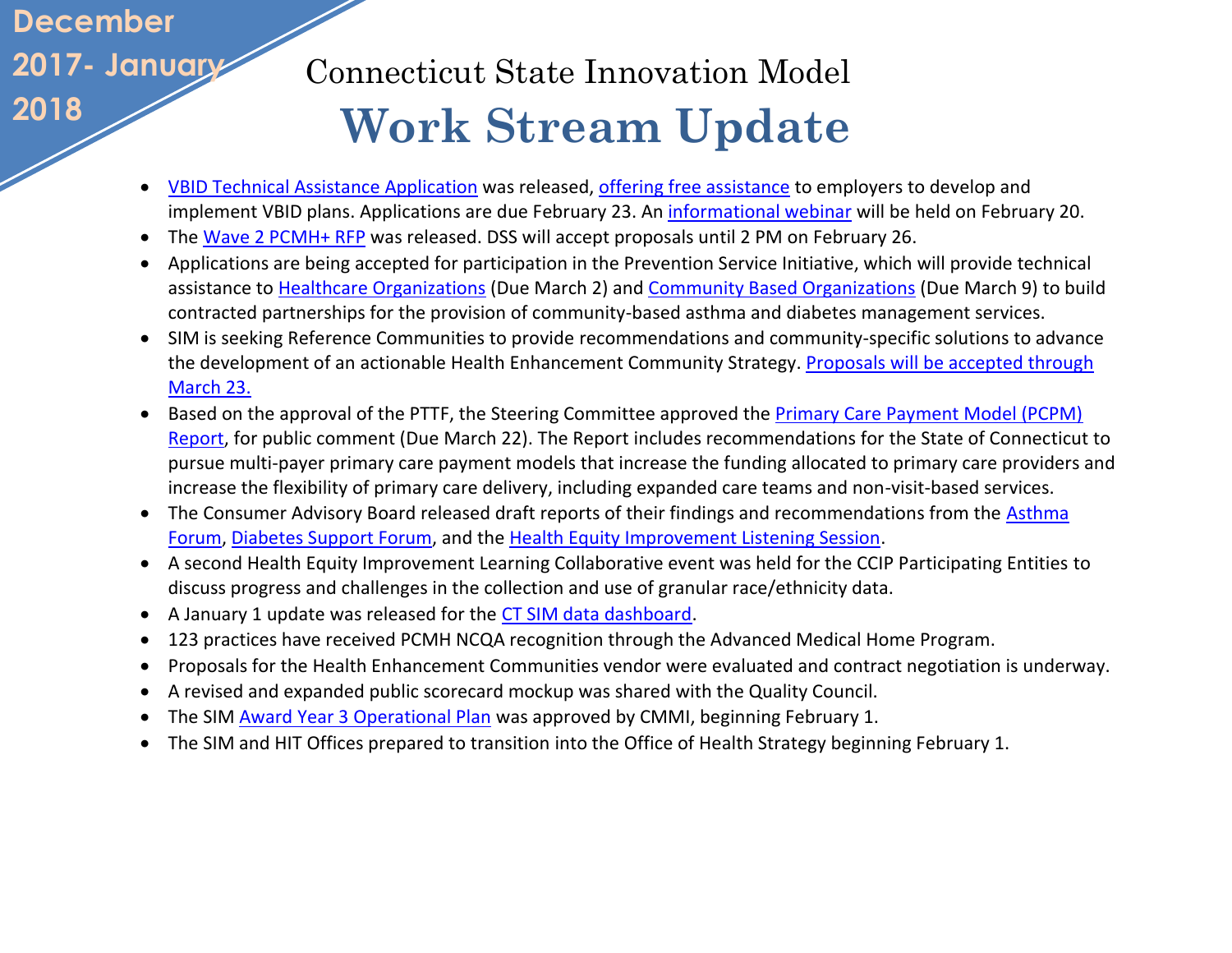**December 2017- January 2018**

# Connecticut State Innovation Model
# Work Stream Update

- VBID Technical Assistance Application was released, offering free assistance to employers to develop and implement VBID plans. Applications are due February 23. An informational webinar will be held on February 20.
- The Wave 2 PCMH+ RFP was released. DSS will accept proposals until 2 PM on February 26.
- Applications are being accepted for participation in the Prevention Service Initiative, which will provide technical assistance to Healthcare Organizations (Due March 2) and Community Based Organizations (Due March 9) to build contracted partnerships for the provision of community-based asthma and diabetes management services.
- SIM is seeking Reference Communities to provide recommendations and community-specific solutions to advance the development of an actionable Health Enhancement Community Strategy. Proposals will be accepted through March 23.
- Based on the approval of the PTTF, the Steering Committee approved the Primary Care Payment Model (PCPM) Report, for public comment (Due March 22). The Report includes recommendations for the State of Connecticut to pursue multi-payer primary care payment models that increase the funding allocated to primary care providers and increase the flexibility of primary care delivery, including expanded care teams and non-visit-based services.
- The Consumer Advisory Board released draft reports of their findings and recommendations from the Asthma Forum, Diabetes Support Forum, and the Health Equity Improvement Listening Session.
- A second Health Equity Improvement Learning Collaborative event was held for the CCIP Participating Entities to discuss progress and challenges in the collection and use of granular race/ethnicity data.
- A January 1 update was released for the CT SIM data dashboard.
- 123 practices have received PCMH NCQA recognition through the Advanced Medical Home Program.
- Proposals for the Health Enhancement Communities vendor were evaluated and contract negotiation is underway.
- A revised and expanded public scorecard mockup was shared with the Quality Council.
- The SIM Award Year 3 Operational Plan was approved by CMMI, beginning February 1.
- The SIM and HIT Offices prepared to transition into the Office of Health Strategy beginning February 1.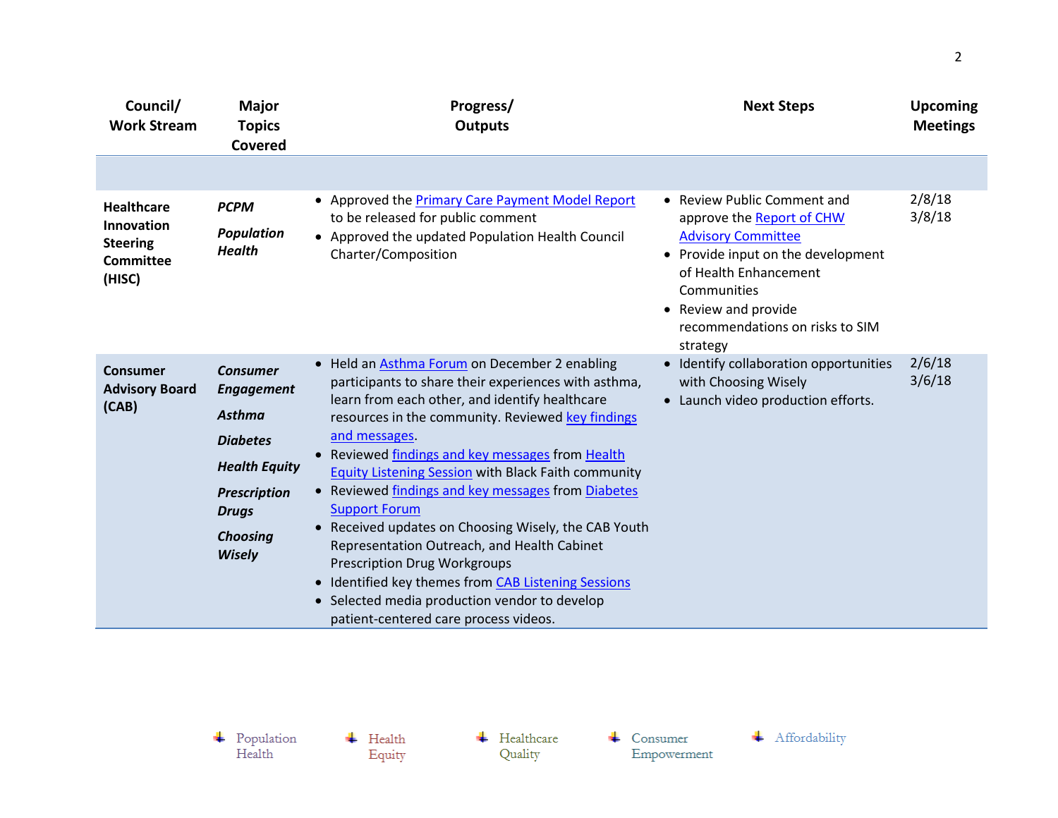| Council/ Work Stream | Major Topics Covered | Progress/ Outputs | Next Steps | Upcoming Meetings |
|---|---|---|---|---|
| | | | | |
| **Healthcare Innovation Steering Committee (HISC)** | ***PCPM*** <br> ***Population Health*** | • Approved the Primary Care Payment Model Report to be released for public comment <br> • Approved the updated Population Health Council Charter/Composition | • Review Public Comment and approve the Report of CHW Advisory Committee <br> • Provide input on the development of Health Enhancement Communities <br> • Review and provide recommendations on risks to SIM strategy | 2/8/18 <br> 3/8/18 |
| **Consumer Advisory Board (CAB)** | ***Consumer Engagement*** <br> ***Asthma*** <br> ***Diabetes*** <br> ***Health Equity*** <br> ***Prescription Drugs*** <br> ***Choosing Wisely*** | • Held an Asthma Forum on December 2 enabling participants to share their experiences with asthma, learn from each other, and identify healthcare resources in the community. Reviewed key findings and messages. <br> • Reviewed findings and key messages from Health Equity Listening Session with Black Faith community <br> • Reviewed findings and key messages from Diabetes Support Forum <br> • Received updates on Choosing Wisely, the CAB Youth Representation Outreach, and Health Cabinet Prescription Drug Workgroups <br> • Identified key themes from CAB Listening Sessions <br> • Selected media production vendor to develop patient-centered care process videos. | • Identify collaboration opportunities with Choosing Wisely <br> • Launch video production efforts. | 2/6/18 <br> 3/6/18 |

Population Health · Health Equity · Healthcare Quality · Consumer Empowerment · Affordability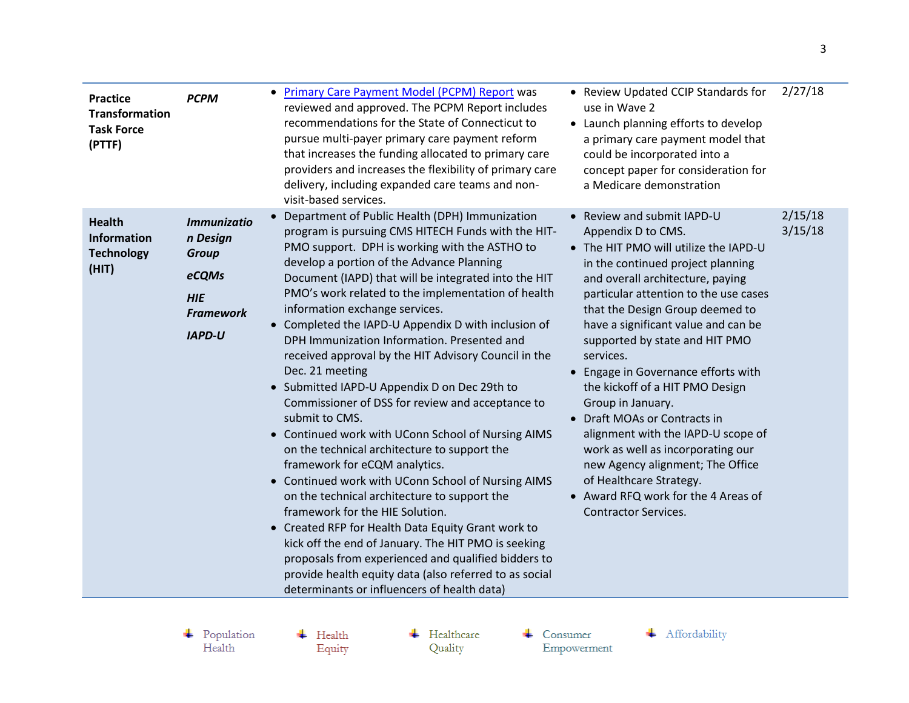| | | | | |
|---|---|---|---|---|
| **Practice Transformation Task Force (PTTF)** | ***PCPM*** | • Primary Care Payment Model (PCPM) Report was reviewed and approved. The PCPM Report includes recommendations for the State of Connecticut to pursue multi-payer primary care payment reform that increases the funding allocated to primary care providers and increases the flexibility of primary care delivery, including expanded care teams and non-visit-based services. | • Review Updated CCIP Standards for use in Wave 2<br>• Launch planning efforts to develop a primary care payment model that could be incorporated into a concept paper for consideration for a Medicare demonstration | 2/27/18 |
| **Health Information Technology (HIT)** | ***Immunization Design Group***<br><br>***eCQMs***<br><br>***HIE Framework***<br><br>***IAPD-U*** | • Department of Public Health (DPH) Immunization program is pursuing CMS HITECH Funds with the HIT-PMO support. DPH is working with the ASTHO to develop a portion of the Advance Planning Document (IAPD) that will be integrated into the HIT PMO's work related to the implementation of health information exchange services.<br>• Completed the IAPD-U Appendix D with inclusion of DPH Immunization Information. Presented and received approval by the HIT Advisory Council in the Dec. 21 meeting<br>• Submitted IAPD-U Appendix D on Dec 29th to Commissioner of DSS for review and acceptance to submit to CMS.<br>• Continued work with UConn School of Nursing AIMS on the technical architecture to support the framework for eCQM analytics.<br>• Continued work with UConn School of Nursing AIMS on the technical architecture to support the framework for the HIE Solution.<br>• Created RFP for Health Data Equity Grant work to kick off the end of January. The HIT PMO is seeking proposals from experienced and qualified bidders to provide health equity data (also referred to as social determinants or influencers of health data) | • Review and submit IAPD-U Appendix D to CMS.<br>• The HIT PMO will utilize the IAPD-U in the continued project planning and overall architecture, paying particular attention to the use cases that the Design Group deemed to have a significant value and can be supported by state and HIT PMO services.<br>• Engage in Governance efforts with the kickoff of a HIT PMO Design Group in January.<br>• Draft MOAs or Contracts in alignment with the IAPD-U scope of work as well as incorporating our new Agency alignment; The Office of Healthcare Strategy.<br>• Award RFQ work for the 4 Areas of Contractor Services. | 2/15/18<br>3/15/18 |

Population Health | Health Equity | Healthcare Quality | Consumer Empowerment | Affordability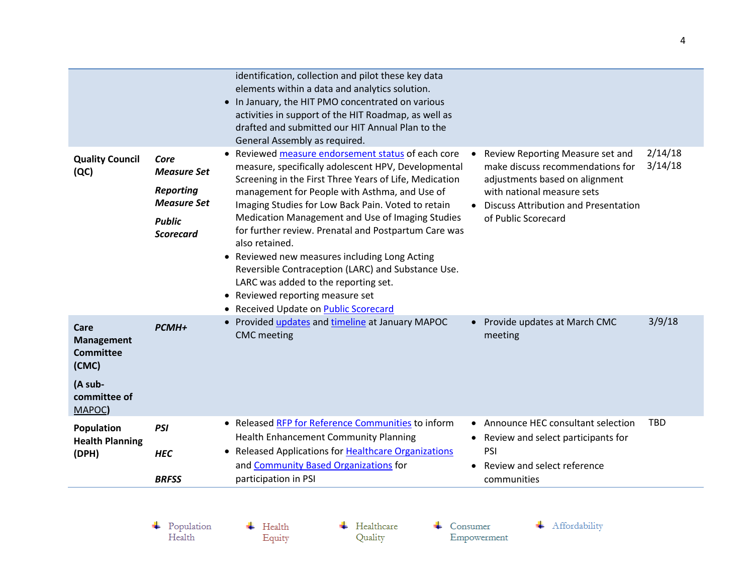| | | | | |
|---|---|---|---|---|
| | | identification, collection and pilot these key data elements within a data and analytics solution.<br>• In January, the HIT PMO concentrated on various activities in support of the HIT Roadmap, as well as drafted and submitted our HIT Annual Plan to the General Assembly as required. | | |
| **Quality Council (QC)** | ***Core Measure Set***<br>***Reporting Measure Set***<br>***Public Scorecard*** | • Reviewed measure endorsement status of each core measure, specifically adolescent HPV, Developmental Screening in the First Three Years of Life, Medication management for People with Asthma, and Use of Imaging Studies for Low Back Pain. Voted to retain Medication Management and Use of Imaging Studies for further review. Prenatal and Postpartum Care was also retained.<br>• Reviewed new measures including Long Acting Reversible Contraception (LARC) and Substance Use. LARC was added to the reporting set.<br>• Reviewed reporting measure set<br>• Received Update on Public Scorecard | • Review Reporting Measure set and make discuss recommendations for adjustments based on alignment with national measure sets<br>• Discuss Attribution and Presentation of Public Scorecard | 2/14/18<br>3/14/18 |
| **Care Management Committee (CMC)**<br>**(A sub-committee of MAPOC)** | ***PCMH+*** | • Provided updates and timeline at January MAPOC CMC meeting | • Provide updates at March CMC meeting | 3/9/18 |
| **Population Health Planning (DPH)** | ***PSI***<br>***HEC***<br>***BRFSS*** | • Released RFP for Reference Communities to inform Health Enhancement Community Planning<br>• Released Applications for Healthcare Organizations and Community Based Organizations for participation in PSI | • Announce HEC consultant selection<br>• Review and select participants for PSI<br>• Review and select reference communities | TBD |

Population Health | Health Equity | Healthcare Quality | Consumer Empowerment | Affordability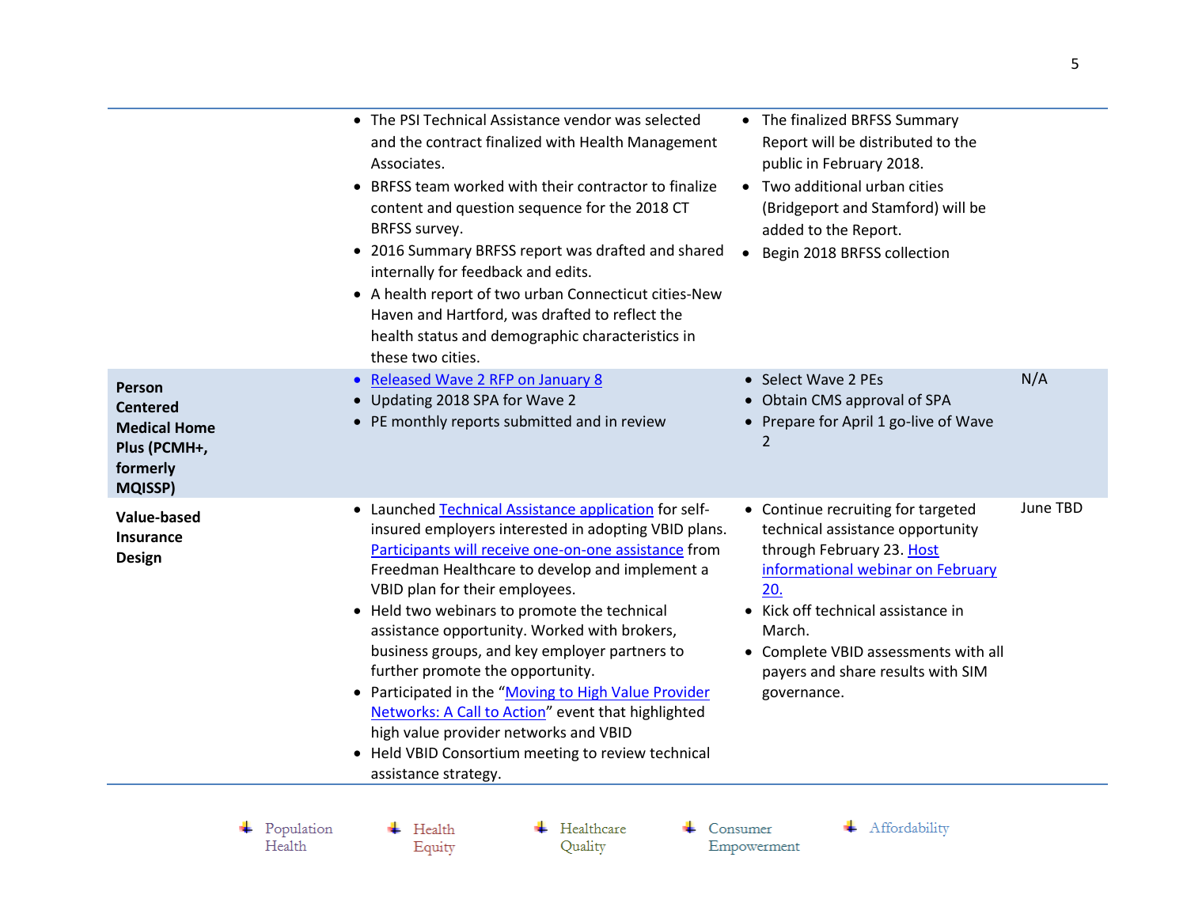| | | | |
|---|---|---|---|
| | • The PSI Technical Assistance vendor was selected and the contract finalized with Health Management Associates.<br>• BRFSS team worked with their contractor to finalize content and question sequence for the 2018 CT BRFSS survey.<br>• 2016 Summary BRFSS report was drafted and shared internally for feedback and edits.<br>• A health report of two urban Connecticut cities-New Haven and Hartford, was drafted to reflect the health status and demographic characteristics in these two cities. | • The finalized BRFSS Summary Report will be distributed to the public in February 2018.<br>• Two additional urban cities (Bridgeport and Stamford) will be added to the Report.<br>• Begin 2018 BRFSS collection | |
| **Person Centered Medical Home Plus (PCMH+, formerly MQISSP)** | • Released Wave 2 RFP on January 8<br>• Updating 2018 SPA for Wave 2<br>• PE monthly reports submitted and in review | • Select Wave 2 PEs<br>• Obtain CMS approval of SPA<br>• Prepare for April 1 go-live of Wave 2 | N/A |
| **Value-based Insurance Design** | • Launched Technical Assistance application for self-insured employers interested in adopting VBID plans. Participants will receive one-on-one assistance from Freedman Healthcare to develop and implement a VBID plan for their employees.<br>• Held two webinars to promote the technical assistance opportunity. Worked with brokers, business groups, and key employer partners to further promote the opportunity.<br>• Participated in the "Moving to High Value Provider Networks: A Call to Action" event that highlighted high value provider networks and VBID<br>• Held VBID Consortium meeting to review technical assistance strategy. | • Continue recruiting for targeted technical assistance opportunity through February 23. Host informational webinar on February 20.<br>• Kick off technical assistance in March.<br>• Complete VBID assessments with all payers and share results with SIM governance. | June TBD |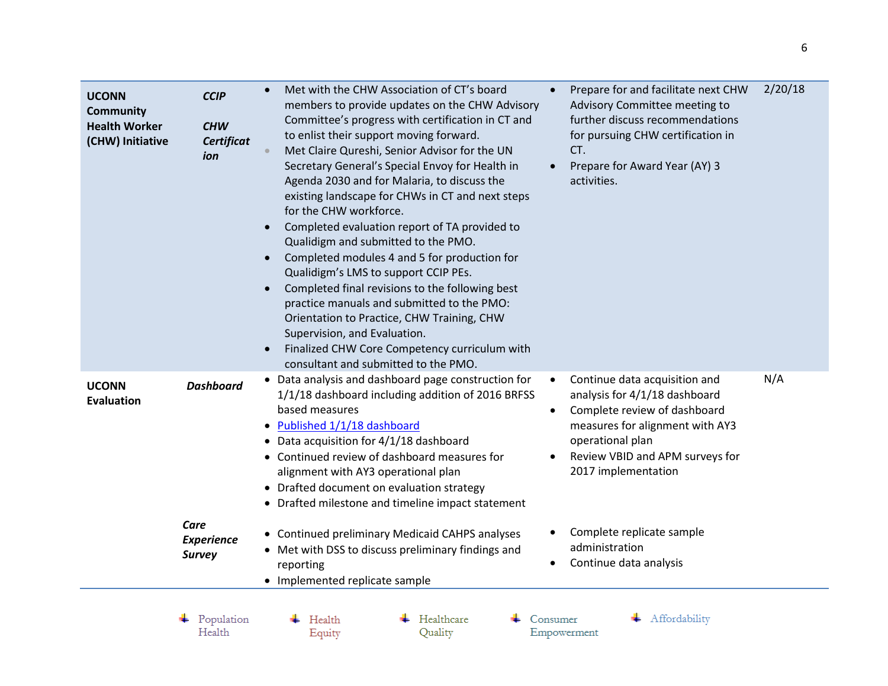| | | | | |
|---|---|---|---|---|
| **UCONN Community Health Worker (CHW) Initiative** | ***CCIP*** <br><br> ***CHW Certification*** | • Met with the CHW Association of CT's board members to provide updates on the CHW Advisory Committee's progress with certification in CT and to enlist their support moving forward.<br>• Met Claire Qureshi, Senior Advisor for the UN Secretary General's Special Envoy for Health in Agenda 2030 and for Malaria, to discuss the existing landscape for CHWs in CT and next steps for the CHW workforce.<br>• Completed evaluation report of TA provided to Qualidigm and submitted to the PMO.<br>• Completed modules 4 and 5 for production for Qualidigm's LMS to support CCIP PEs.<br>• Completed final revisions to the following best practice manuals and submitted to the PMO: Orientation to Practice, CHW Training, CHW Supervision, and Evaluation.<br>• Finalized CHW Core Competency curriculum with consultant and submitted to the PMO. | • Prepare for and facilitate next CHW Advisory Committee meeting to further discuss recommendations for pursuing CHW certification in CT.<br>• Prepare for Award Year (AY) 3 activities. | 2/20/18 |
| **UCONN Evaluation** | ***Dashboard*** | • Data analysis and dashboard page construction for 1/1/18 dashboard including addition of 2016 BRFSS based measures<br>• Published 1/1/18 dashboard<br>• Data acquisition for 4/1/18 dashboard<br>• Continued review of dashboard measures for alignment with AY3 operational plan<br>• Drafted document on evaluation strategy<br>• Drafted milestone and timeline impact statement | • Continue data acquisition and analysis for 4/1/18 dashboard<br>• Complete review of dashboard measures for alignment with AY3 operational plan<br>• Review VBID and APM surveys for 2017 implementation | N/A |
| | ***Care Experience Survey*** | • Continued preliminary Medicaid CAHPS analyses<br>• Met with DSS to discuss preliminary findings and reporting<br>• Implemented replicate sample | • Complete replicate sample administration<br>• Continue data analysis | |

Population Health | Health Equity | Healthcare Quality | Consumer Empowerment | Affordability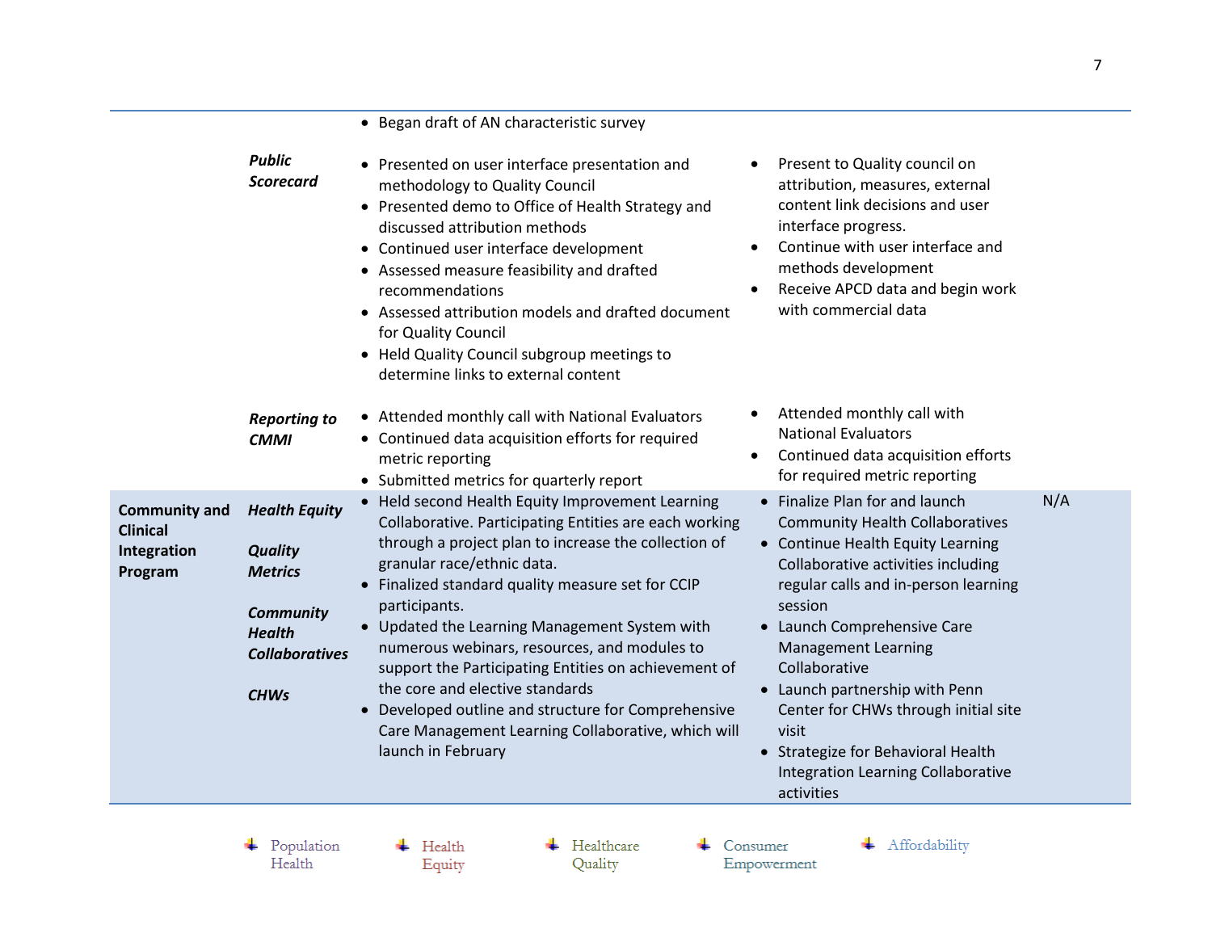| | | | | |
|---|---|---|---|---|
| | | • Began draft of AN characteristic survey | | |
| | ***Public Scorecard*** | • Presented on user interface presentation and methodology to Quality Council<br>• Presented demo to Office of Health Strategy and discussed attribution methods<br>• Continued user interface development<br>• Assessed measure feasibility and drafted recommendations<br>• Assessed attribution models and drafted document for Quality Council<br>• Held Quality Council subgroup meetings to determine links to external content | • Present to Quality council on attribution, measures, external content link decisions and user interface progress.<br>• Continue with user interface and methods development<br>• Receive APCD data and begin work with commercial data | |
| | ***Reporting to CMMI*** | • Attended monthly call with National Evaluators<br>• Continued data acquisition efforts for required metric reporting<br>• Submitted metrics for quarterly report | • Attended monthly call with National Evaluators<br>• Continued data acquisition efforts for required metric reporting | |
| **Community and Clinical Integration Program** | ***Health Equity***<br><br>***Quality Metrics***<br><br>***Community Health Collaboratives***<br><br>***CHWs*** | • Held second Health Equity Improvement Learning Collaborative. Participating Entities are each working through a project plan to increase the collection of granular race/ethnic data.<br>• Finalized standard quality measure set for CCIP participants.<br>• Updated the Learning Management System with numerous webinars, resources, and modules to support the Participating Entities on achievement of the core and elective standards<br>• Developed outline and structure for Comprehensive Care Management Learning Collaborative, which will launch in February | • Finalize Plan for and launch Community Health Collaboratives<br>• Continue Health Equity Learning Collaborative activities including regular calls and in-person learning session<br>• Launch Comprehensive Care Management Learning Collaborative<br>• Launch partnership with Penn Center for CHWs through initial site visit<br>• Strategize for Behavioral Health Integration Learning Collaborative activities | N/A |

Population Health | Health Equity | Healthcare Quality | Consumer Empowerment | Affordability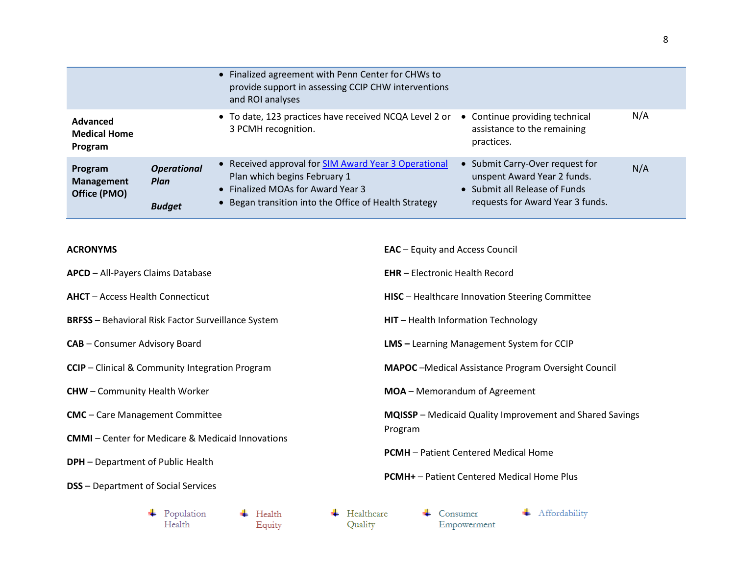| | | | | |
|---|---|---|---|---|
| | | • Finalized agreement with Penn Center for CHWs to provide support in assessing CCIP CHW interventions and ROI analyses | | |
| **Advanced Medical Home Program** | | • To date, 123 practices have received NCQA Level 2 or 3 PCMH recognition. | • Continue providing technical assistance to the remaining practices. | N/A |
| **Program Management Office (PMO)** | ***Operational Plan*** <br><br> ***Budget*** | • Received approval for SIM Award Year 3 Operational Plan which begins February 1 <br> • Finalized MOAs for Award Year 3 <br> • Began transition into the Office of Health Strategy | • Submit Carry-Over request for unspent Award Year 2 funds. <br> • Submit all Release of Funds requests for Award Year 3 funds. | N/A |

**ACRONYMS**

**APCD** – All-Payers Claims Database

**AHCT** – Access Health Connecticut

**BRFSS** – Behavioral Risk Factor Surveillance System

**CAB** – Consumer Advisory Board

**CCIP** – Clinical & Community Integration Program

**CHW** – Community Health Worker

**CMC** – Care Management Committee

**CMMI** – Center for Medicare & Medicaid Innovations

**DPH** – Department of Public Health

**DSS** – Department of Social Services

**EAC** – Equity and Access Council

**EHR** – Electronic Health Record

**HISC** – Healthcare Innovation Steering Committee

**HIT** – Health Information Technology

**LMS –** Learning Management System for CCIP

**MAPOC** –Medical Assistance Program Oversight Council

**MOA** – Memorandum of Agreement

**MQISSP** – Medicaid Quality Improvement and Shared Savings Program

**PCMH** – Patient Centered Medical Home

**PCMH+** – Patient Centered Medical Home Plus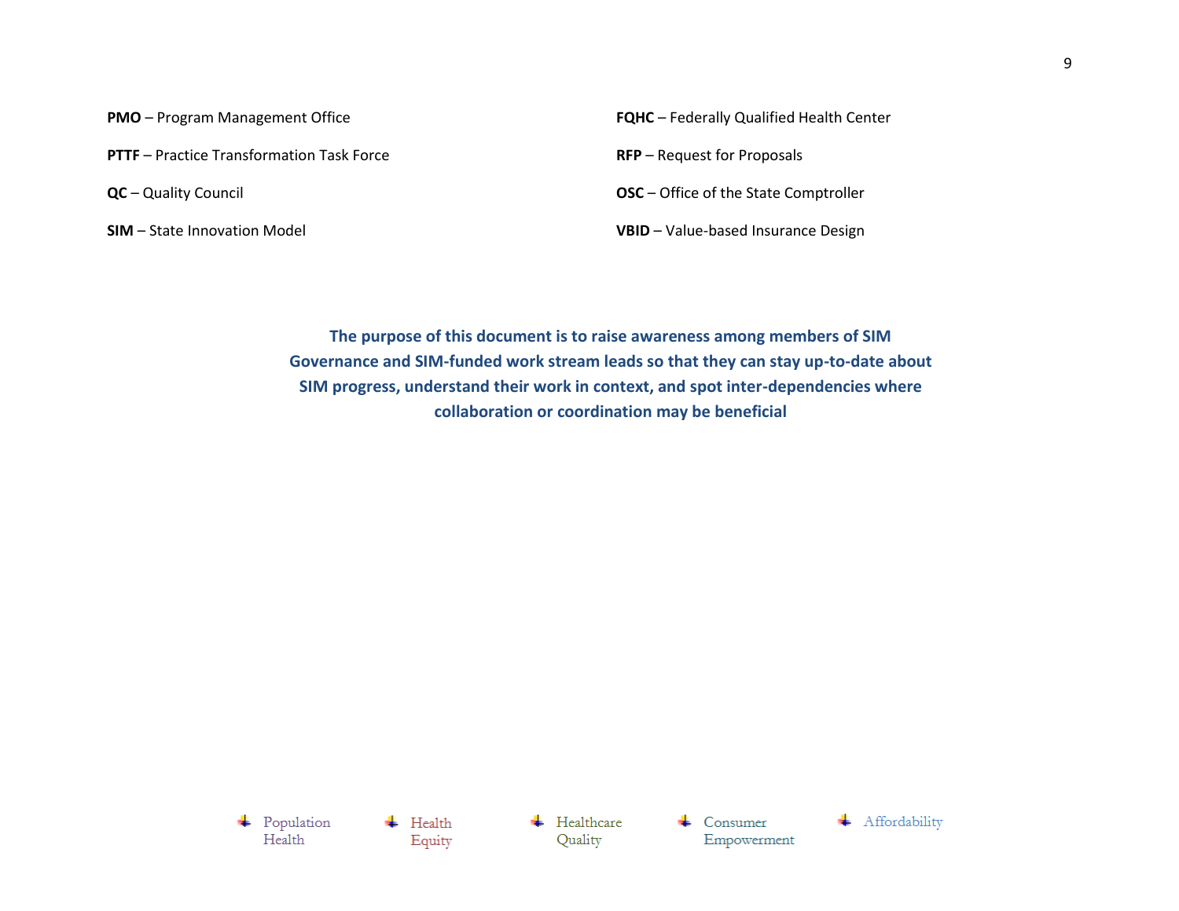**PMO** – Program Management Office

**PTTF** – Practice Transformation Task Force

**QC** – Quality Council

**SIM** – State Innovation Model

**FQHC** – Federally Qualified Health Center

**RFP** – Request for Proposals

**OSC** – Office of the State Comptroller

**VBID** – Value-based Insurance Design

**The purpose of this document is to raise awareness among members of SIM Governance and SIM-funded work stream leads so that they can stay up-to-date about SIM progress, understand their work in context, and spot inter-dependencies where collaboration or coordination may be beneficial**

- Population Health
- Health Equity
- Healthcare Quality
- Consumer Empowerment
- Affordability